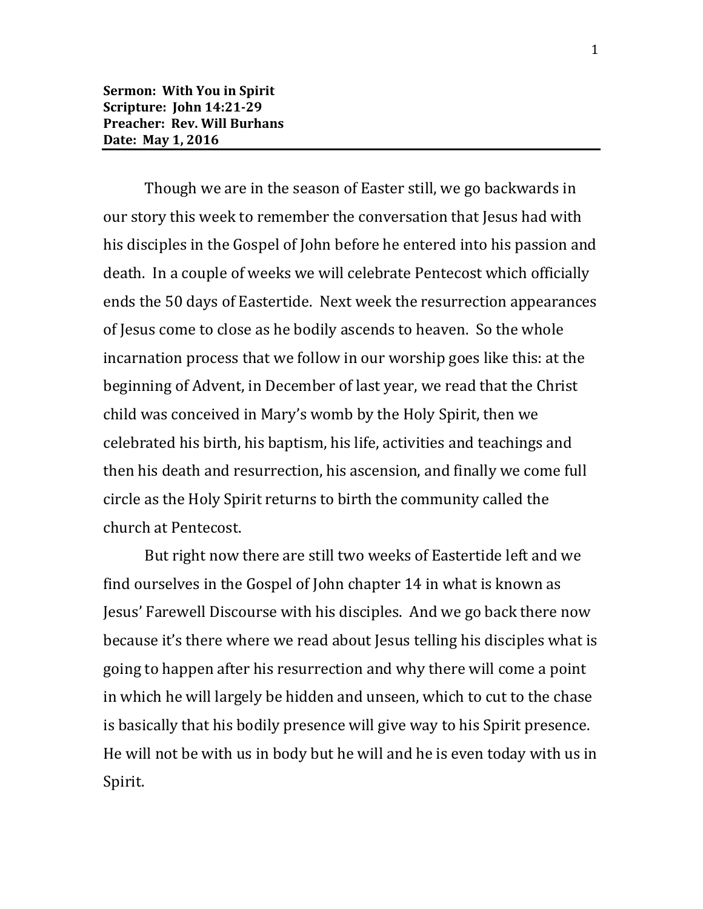**Sermon: With You in Spirit**
**Scripture: John 14:21-29**
**Preacher: Rev. Will Burhans**
**Date: May 1, 2016**

---

Though we are in the season of Easter still, we go backwards in our story this week to remember the conversation that Jesus had with his disciples in the Gospel of John before he entered into his passion and death. In a couple of weeks we will celebrate Pentecost which officially ends the 50 days of Eastertide. Next week the resurrection appearances of Jesus come to close as he bodily ascends to heaven. So the whole incarnation process that we follow in our worship goes like this: at the beginning of Advent, in December of last year, we read that the Christ child was conceived in Mary's womb by the Holy Spirit, then we celebrated his birth, his baptism, his life, activities and teachings and then his death and resurrection, his ascension, and finally we come full circle as the Holy Spirit returns to birth the community called the church at Pentecost.

But right now there are still two weeks of Eastertide left and we find ourselves in the Gospel of John chapter 14 in what is known as Jesus' Farewell Discourse with his disciples. And we go back there now because it's there where we read about Jesus telling his disciples what is going to happen after his resurrection and why there will come a point in which he will largely be hidden and unseen, which to cut to the chase is basically that his bodily presence will give way to his Spirit presence. He will not be with us in body but he will and he is even today with us in Spirit.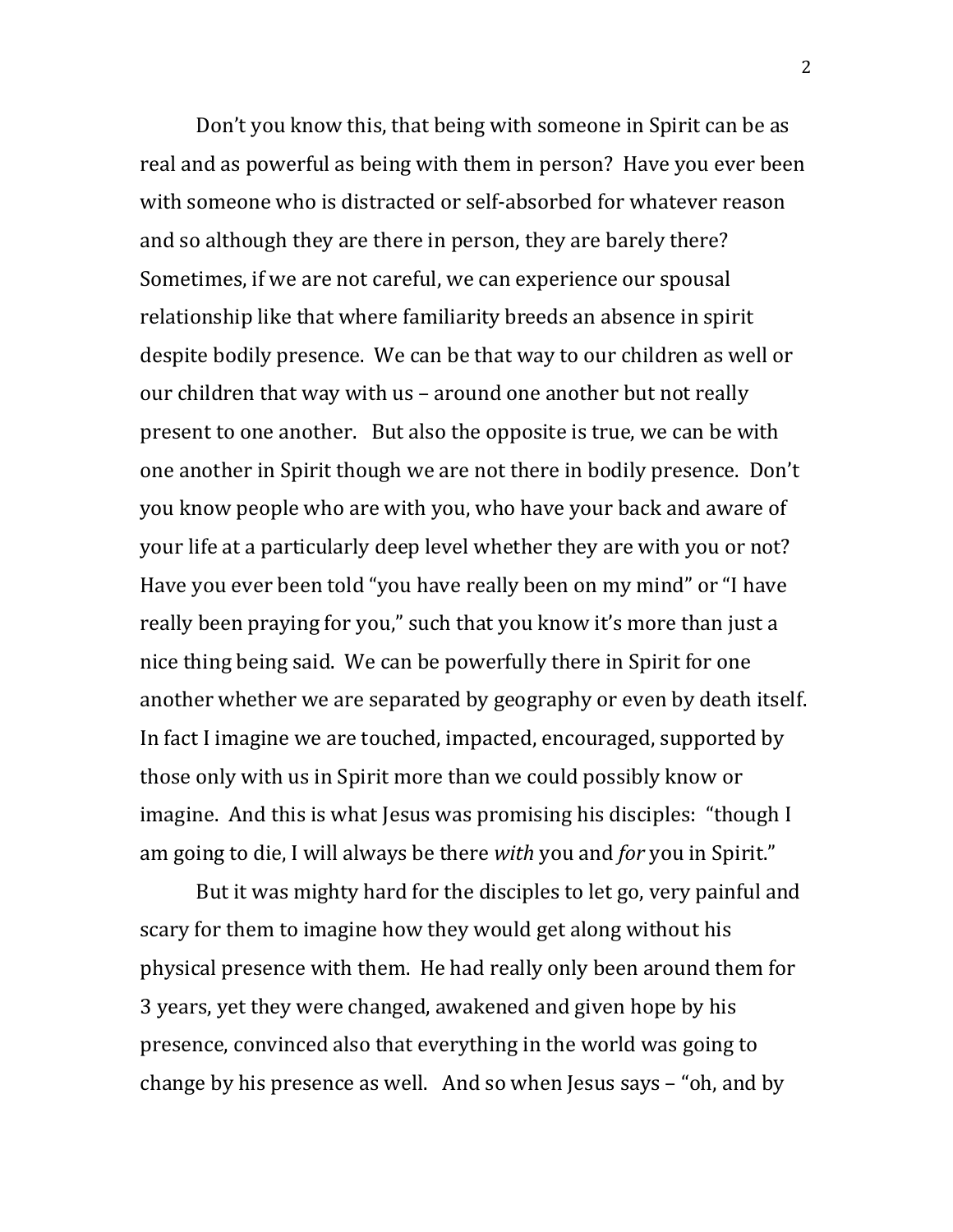Don't you know this, that being with someone in Spirit can be as real and as powerful as being with them in person? Have you ever been with someone who is distracted or self-absorbed for whatever reason and so although they are there in person, they are barely there? Sometimes, if we are not careful, we can experience our spousal relationship like that where familiarity breeds an absence in spirit despite bodily presence. We can be that way to our children as well or our children that way with us – around one another but not really present to one another. But also the opposite is true, we can be with one another in Spirit though we are not there in bodily presence. Don't you know people who are with you, who have your back and aware of your life at a particularly deep level whether they are with you or not? Have you ever been told "you have really been on my mind" or "I have really been praying for you," such that you know it's more than just a nice thing being said. We can be powerfully there in Spirit for one another whether we are separated by geography or even by death itself. In fact I imagine we are touched, impacted, encouraged, supported by those only with us in Spirit more than we could possibly know or imagine. And this is what Jesus was promising his disciples: "though I am going to die, I will always be there *with* you and *for* you in Spirit."

But it was mighty hard for the disciples to let go, very painful and scary for them to imagine how they would get along without his physical presence with them. He had really only been around them for 3 years, yet they were changed, awakened and given hope by his presence, convinced also that everything in the world was going to change by his presence as well. And so when Jesus says – "oh, and by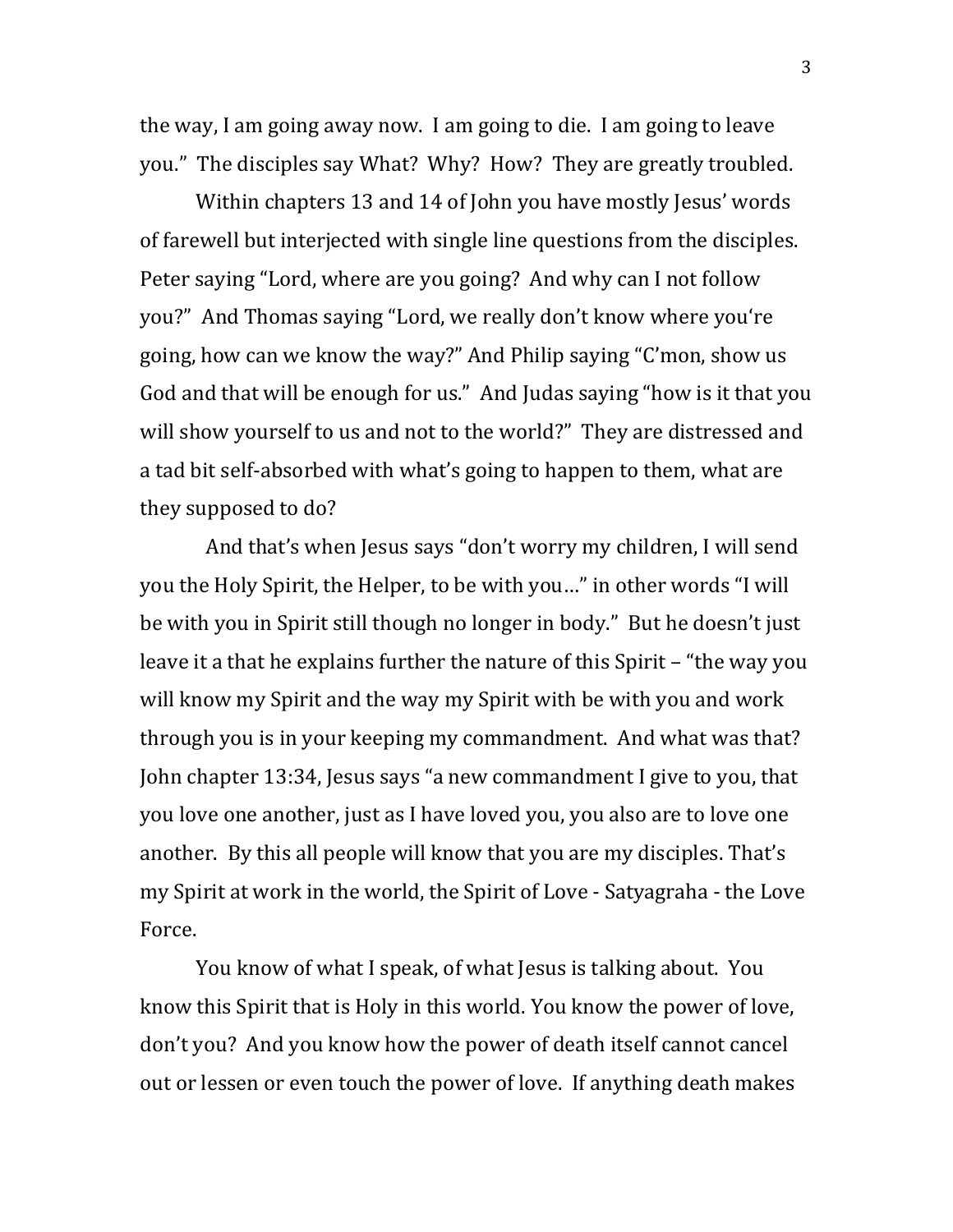the way, I am going away now. I am going to die. I am going to leave you." The disciples say What? Why? How? They are greatly troubled.

Within chapters 13 and 14 of John you have mostly Jesus' words of farewell but interjected with single line questions from the disciples. Peter saying "Lord, where are you going? And why can I not follow you?" And Thomas saying "Lord, we really don't know where you're going, how can we know the way?" And Philip saying "C'mon, show us God and that will be enough for us." And Judas saying "how is it that you will show yourself to us and not to the world?" They are distressed and a tad bit self-absorbed with what's going to happen to them, what are they supposed to do?

And that's when Jesus says "don't worry my children, I will send you the Holy Spirit, the Helper, to be with you…" in other words "I will be with you in Spirit still though no longer in body." But he doesn't just leave it a that he explains further the nature of this Spirit – "the way you will know my Spirit and the way my Spirit with be with you and work through you is in your keeping my commandment. And what was that? John chapter 13:34, Jesus says "a new commandment I give to you, that you love one another, just as I have loved you, you also are to love one another. By this all people will know that you are my disciples. That's my Spirit at work in the world, the Spirit of Love - Satyagraha - the Love Force.

You know of what I speak, of what Jesus is talking about. You know this Spirit that is Holy in this world. You know the power of love, don't you? And you know how the power of death itself cannot cancel out or lessen or even touch the power of love. If anything death makes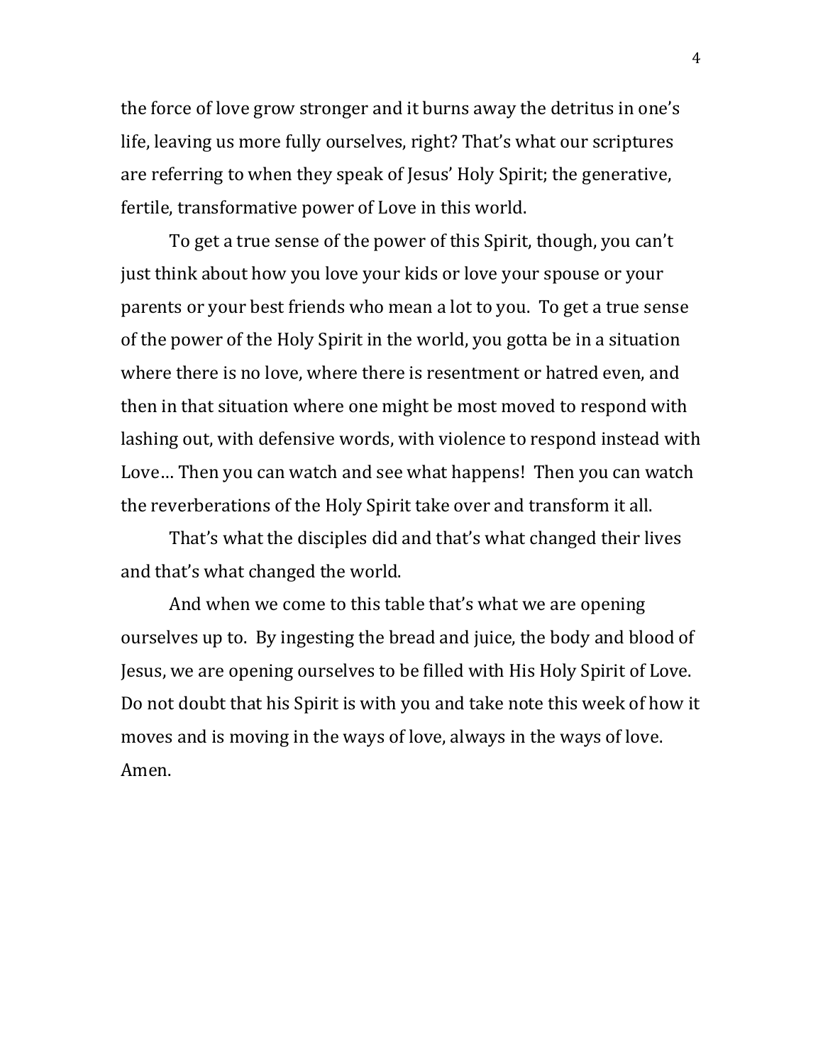the force of love grow stronger and it burns away the detritus in one's life, leaving us more fully ourselves, right? That's what our scriptures are referring to when they speak of Jesus' Holy Spirit; the generative, fertile, transformative power of Love in this world.

To get a true sense of the power of this Spirit, though, you can't just think about how you love your kids or love your spouse or your parents or your best friends who mean a lot to you. To get a true sense of the power of the Holy Spirit in the world, you gotta be in a situation where there is no love, where there is resentment or hatred even, and then in that situation where one might be most moved to respond with lashing out, with defensive words, with violence to respond instead with Love… Then you can watch and see what happens! Then you can watch the reverberations of the Holy Spirit take over and transform it all.

That's what the disciples did and that's what changed their lives and that's what changed the world.

And when we come to this table that's what we are opening ourselves up to. By ingesting the bread and juice, the body and blood of Jesus, we are opening ourselves to be filled with His Holy Spirit of Love. Do not doubt that his Spirit is with you and take note this week of how it moves and is moving in the ways of love, always in the ways of love. Amen.